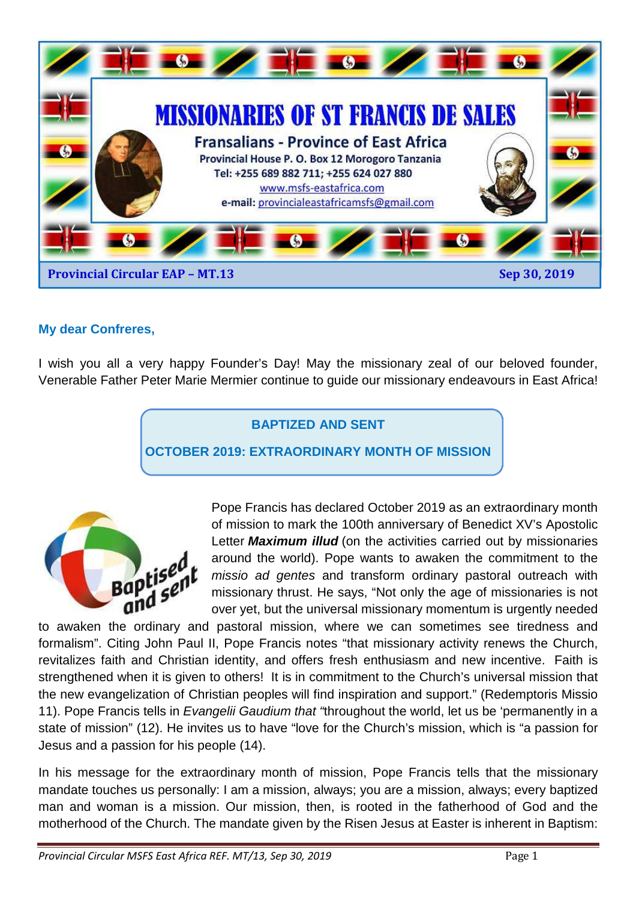# MISSIONARIES OF ST FRANCIS DE SALES

**Fransalians - Province of East Africa**

Provincial House P. O. Box 12 Morogoro Tanzania

Tel: +255 689 882 711; +255 624 027 880

www.msfs-eastafrica.com

e-mail: provincialeastafricamsfs@gmail.com

**Provincial Circular EAP – MT.13** **Sep 30, 2019**

**My dear Confreres,**

I wish you all a very happy Founder's Day! May the missionary zeal of our beloved founder, Venerable Father Peter Marie Mermier continue to guide our missionary endeavours in East Africa!

## BAPTIZED AND SENT

## OCTOBER 2019: EXTRAORDINARY MONTH OF MISSION

Baptised and sent

Pope Francis has declared October 2019 as an extraordinary month of mission to mark the 100th anniversary of Benedict XV's Apostolic Letter ***Maximum illud*** (on the activities carried out by missionaries around the world). Pope wants to awaken the commitment to the *missio ad gentes* and transform ordinary pastoral outreach with missionary thrust. He says, "Not only the age of missionaries is not over yet, but the universal missionary momentum is urgently needed to awaken the ordinary and pastoral mission, where we can sometimes see tiredness and formalism". Citing John Paul II, Pope Francis notes "that missionary activity renews the Church, revitalizes faith and Christian identity, and offers fresh enthusiasm and new incentive. Faith is strengthened when it is given to others! It is in commitment to the Church's universal mission that the new evangelization of Christian peoples will find inspiration and support." (Redemptoris Missio 11). Pope Francis tells in *Evangelii Gaudium that* "throughout the world, let us be 'permanently in a state of mission" (12). He invites us to have "love for the Church's mission, which is "a passion for Jesus and a passion for his people (14).

In his message for the extraordinary month of mission, Pope Francis tells that the missionary mandate touches us personally: I am a mission, always; you are a mission, always; every baptized man and woman is a mission. Our mission, then, is rooted in the fatherhood of God and the motherhood of the Church. The mandate given by the Risen Jesus at Easter is inherent in Baptism: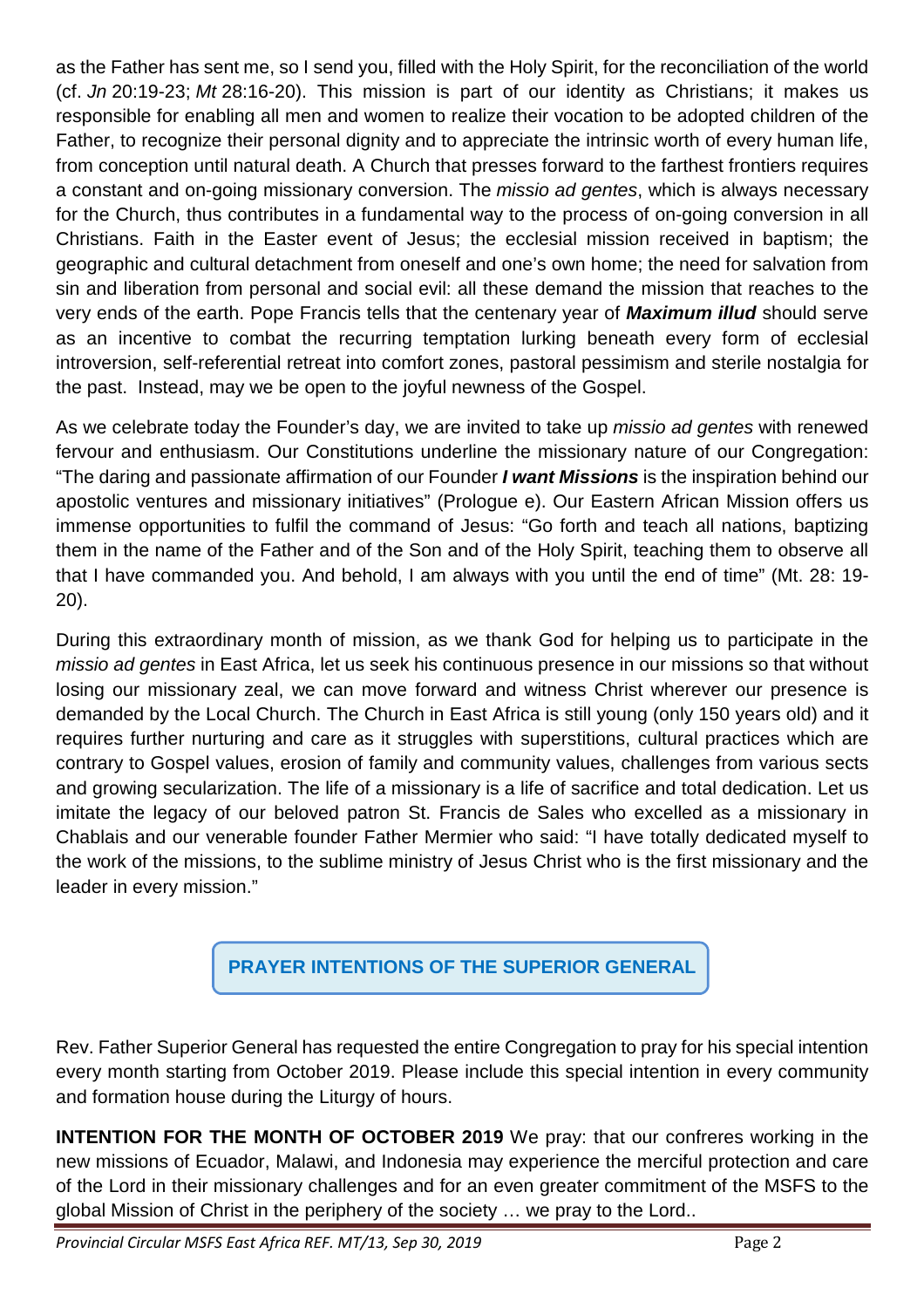as the Father has sent me, so I send you, filled with the Holy Spirit, for the reconciliation of the world (cf. *Jn* 20:19-23; *Mt* 28:16-20). This mission is part of our identity as Christians; it makes us responsible for enabling all men and women to realize their vocation to be adopted children of the Father, to recognize their personal dignity and to appreciate the intrinsic worth of every human life, from conception until natural death. A Church that presses forward to the farthest frontiers requires a constant and on-going missionary conversion. The *missio ad gentes*, which is always necessary for the Church, thus contributes in a fundamental way to the process of on-going conversion in all Christians. Faith in the Easter event of Jesus; the ecclesial mission received in baptism; the geographic and cultural detachment from oneself and one's own home; the need for salvation from sin and liberation from personal and social evil: all these demand the mission that reaches to the very ends of the earth. Pope Francis tells that the centenary year of ***Maximum illud*** should serve as an incentive to combat the recurring temptation lurking beneath every form of ecclesial introversion, self-referential retreat into comfort zones, pastoral pessimism and sterile nostalgia for the past. Instead, may we be open to the joyful newness of the Gospel.

As we celebrate today the Founder's day, we are invited to take up *missio ad gentes* with renewed fervour and enthusiasm. Our Constitutions underline the missionary nature of our Congregation: "The daring and passionate affirmation of our Founder ***I want Missions*** is the inspiration behind our apostolic ventures and missionary initiatives" (Prologue e). Our Eastern African Mission offers us immense opportunities to fulfil the command of Jesus: "Go forth and teach all nations, baptizing them in the name of the Father and of the Son and of the Holy Spirit, teaching them to observe all that I have commanded you. And behold, I am always with you until the end of time" (Mt. 28: 19-20).

During this extraordinary month of mission, as we thank God for helping us to participate in the *missio ad gentes* in East Africa, let us seek his continuous presence in our missions so that without losing our missionary zeal, we can move forward and witness Christ wherever our presence is demanded by the Local Church. The Church in East Africa is still young (only 150 years old) and it requires further nurturing and care as it struggles with superstitions, cultural practices which are contrary to Gospel values, erosion of family and community values, challenges from various sects and growing secularization. The life of a missionary is a life of sacrifice and total dedication. Let us imitate the legacy of our beloved patron St. Francis de Sales who excelled as a missionary in Chablais and our venerable founder Father Mermier who said: "I have totally dedicated myself to the work of the missions, to the sublime ministry of Jesus Christ who is the first missionary and the leader in every mission."

## PRAYER INTENTIONS OF THE SUPERIOR GENERAL

Rev. Father Superior General has requested the entire Congregation to pray for his special intention every month starting from October 2019. Please include this special intention in every community and formation house during the Liturgy of hours.

**INTENTION FOR THE MONTH OF OCTOBER 2019** We pray: that our confreres working in the new missions of Ecuador, Malawi, and Indonesia may experience the merciful protection and care of the Lord in their missionary challenges and for an even greater commitment of the MSFS to the global Mission of Christ in the periphery of the society … we pray to the Lord..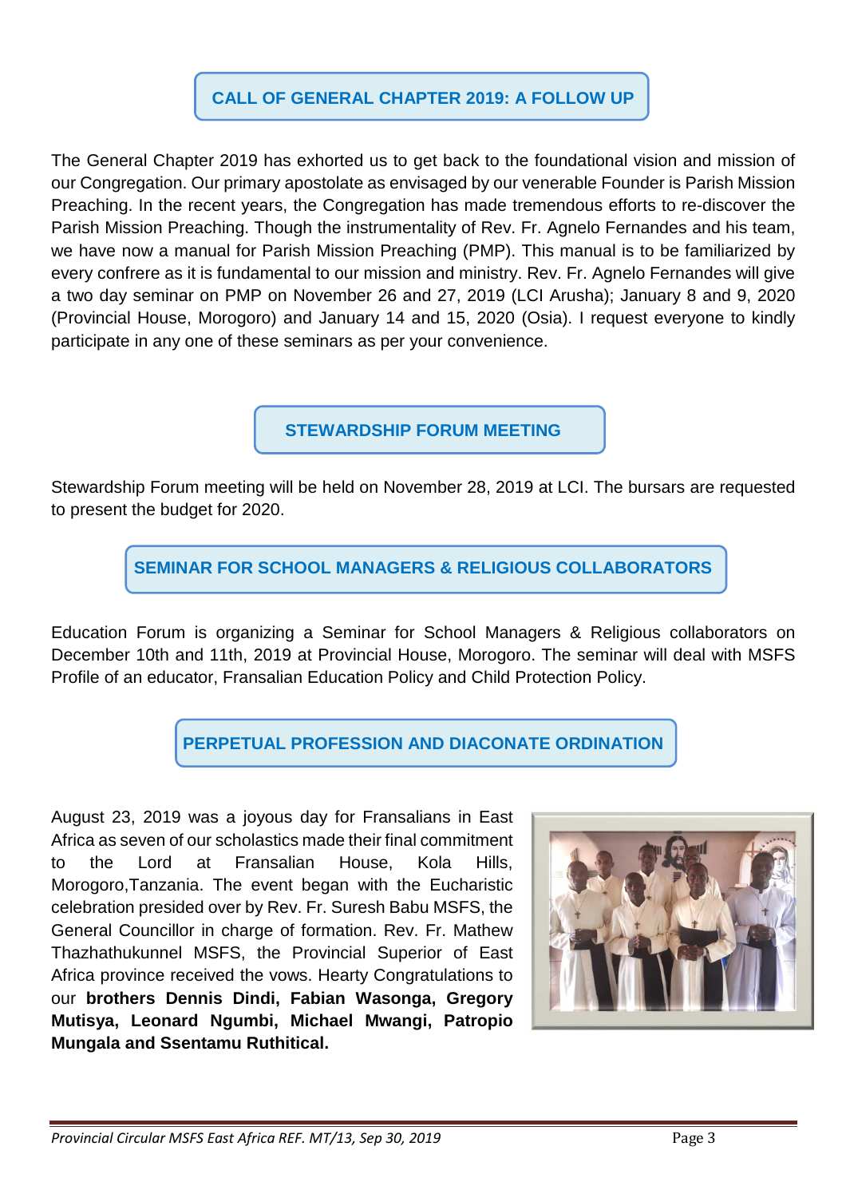## CALL OF GENERAL CHAPTER 2019: A FOLLOW UP

The General Chapter 2019 has exhorted us to get back to the foundational vision and mission of our Congregation. Our primary apostolate as envisaged by our venerable Founder is Parish Mission Preaching. In the recent years, the Congregation has made tremendous efforts to re-discover the Parish Mission Preaching. Though the instrumentality of Rev. Fr. Agnelo Fernandes and his team, we have now a manual for Parish Mission Preaching (PMP). This manual is to be familiarized by every confrere as it is fundamental to our mission and ministry. Rev. Fr. Agnelo Fernandes will give a two day seminar on PMP on November 26 and 27, 2019 (LCI Arusha); January 8 and 9, 2020 (Provincial House, Morogoro) and January 14 and 15, 2020 (Osia). I request everyone to kindly participate in any one of these seminars as per your convenience.

## STEWARDSHIP FORUM MEETING

Stewardship Forum meeting will be held on November 28, 2019 at LCI. The bursars are requested to present the budget for 2020.

## SEMINAR FOR SCHOOL MANAGERS & RELIGIOUS COLLABORATORS

Education Forum is organizing a Seminar for School Managers & Religious collaborators on December 10th and 11th, 2019 at Provincial House, Morogoro. The seminar will deal with MSFS Profile of an educator, Fransalian Education Policy and Child Protection Policy.

## PERPETUAL PROFESSION AND DIACONATE ORDINATION

August 23, 2019 was a joyous day for Fransalians in East Africa as seven of our scholastics made their final commitment to the Lord at Fransalian House, Kola Hills, Morogoro,Tanzania. The event began with the Eucharistic celebration presided over by Rev. Fr. Suresh Babu MSFS, the General Councillor in charge of formation. Rev. Fr. Mathew Thazhathukunnel MSFS, the Provincial Superior of East Africa province received the vows. Hearty Congratulations to our **brothers Dennis Dindi, Fabian Wasonga, Gregory Mutisya, Leonard Ngumbi, Michael Mwangi, Patropio Mungala and Ssentamu Ruthitical.**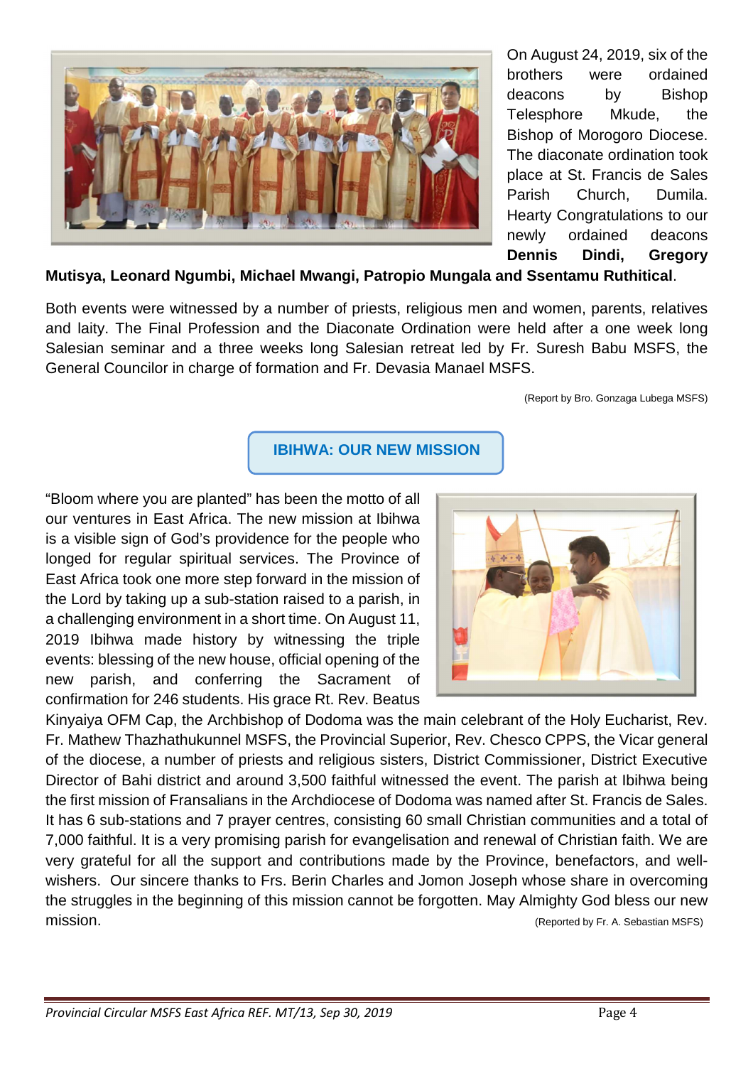On August 24, 2019, six of the brothers were ordained deacons by Bishop Telesphore Mkude, the Bishop of Morogoro Diocese. The diaconate ordination took place at St. Francis de Sales Parish Church, Dumila. Hearty Congratulations to our newly ordained deacons **Dennis Dindi, Gregory Mutisya, Leonard Ngumbi, Michael Mwangi, Patropio Mungala and Ssentamu Ruthitical**.

Both events were witnessed by a number of priests, religious men and women, parents, relatives and laity. The Final Profession and the Diaconate Ordination were held after a one week long Salesian seminar and a three weeks long Salesian retreat led by Fr. Suresh Babu MSFS, the General Councilor in charge of formation and Fr. Devasia Manael MSFS.

(Report by Bro. Gonzaga Lubega MSFS)

## IBIHWA: OUR NEW MISSION

“Bloom where you are planted” has been the motto of all our ventures in East Africa. The new mission at Ibihwa is a visible sign of God’s providence for the people who longed for regular spiritual services. The Province of East Africa took one more step forward in the mission of the Lord by taking up a sub-station raised to a parish, in a challenging environment in a short time. On August 11, 2019 Ibihwa made history by witnessing the triple events: blessing of the new house, official opening of the new parish, and conferring the Sacrament of confirmation for 246 students. His grace Rt. Rev. Beatus Kinyaiya OFM Cap, the Archbishop of Dodoma was the main celebrant of the Holy Eucharist, Rev. Fr. Mathew Thazhathukunnel MSFS, the Provincial Superior, Rev. Chesco CPPS, the Vicar general of the diocese, a number of priests and religious sisters, District Commissioner, District Executive Director of Bahi district and around 3,500 faithful witnessed the event. The parish at Ibihwa being the first mission of Fransalians in the Archdiocese of Dodoma was named after St. Francis de Sales. It has 6 sub-stations and 7 prayer centres, consisting 60 small Christian communities and a total of 7,000 faithful. It is a very promising parish for evangelisation and renewal of Christian faith. We are very grateful for all the support and contributions made by the Province, benefactors, and well-wishers. Our sincere thanks to Frs. Berin Charles and Jomon Joseph whose share in overcoming the struggles in the beginning of this mission cannot be forgotten. May Almighty God bless our new mission.

(Reported by Fr. A. Sebastian MSFS)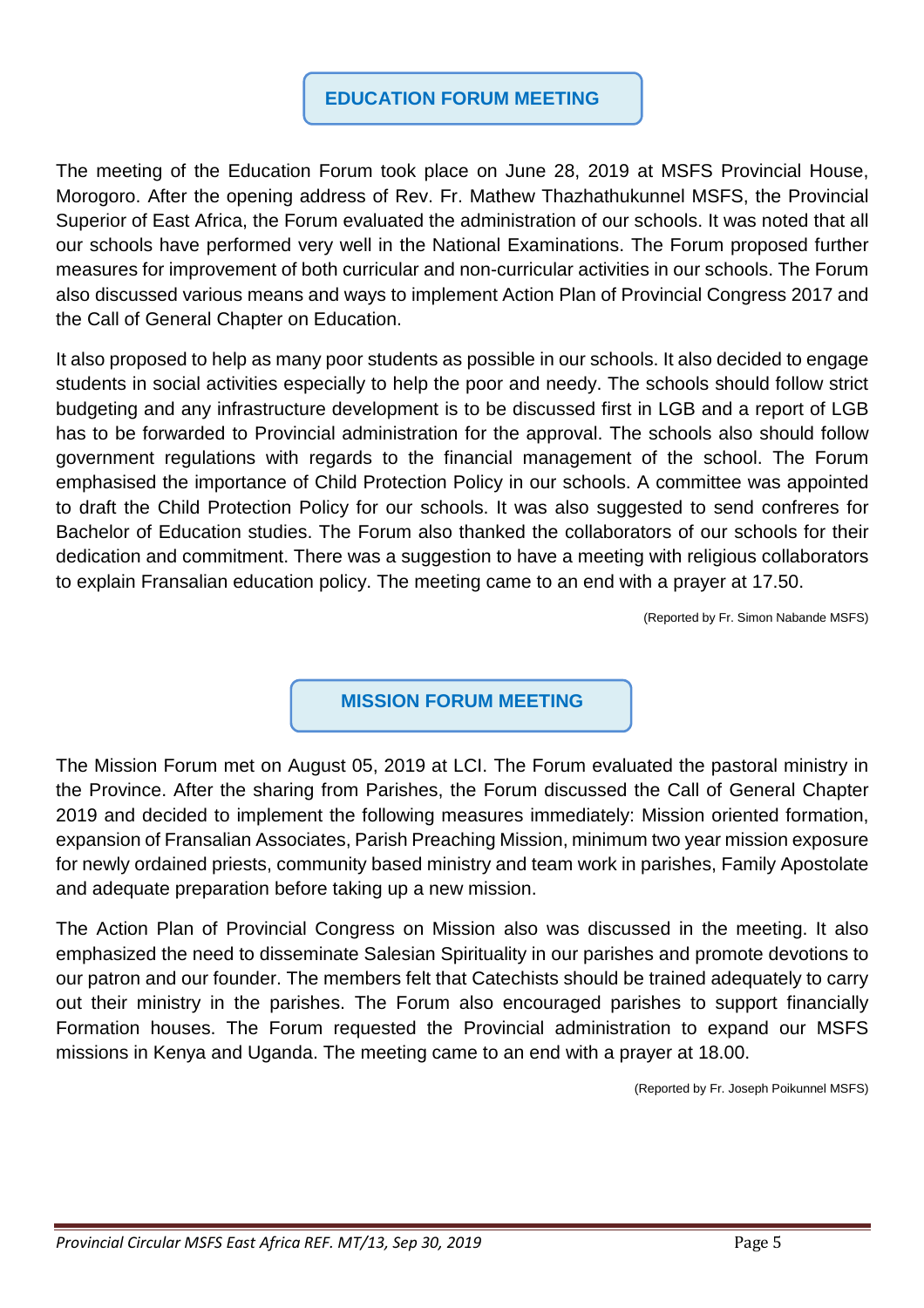## EDUCATION FORUM MEETING

The meeting of the Education Forum took place on June 28, 2019 at MSFS Provincial House, Morogoro. After the opening address of Rev. Fr. Mathew Thazhathukunnel MSFS, the Provincial Superior of East Africa, the Forum evaluated the administration of our schools. It was noted that all our schools have performed very well in the National Examinations. The Forum proposed further measures for improvement of both curricular and non-curricular activities in our schools. The Forum also discussed various means and ways to implement Action Plan of Provincial Congress 2017 and the Call of General Chapter on Education.

It also proposed to help as many poor students as possible in our schools. It also decided to engage students in social activities especially to help the poor and needy. The schools should follow strict budgeting and any infrastructure development is to be discussed first in LGB and a report of LGB has to be forwarded to Provincial administration for the approval. The schools also should follow government regulations with regards to the financial management of the school. The Forum emphasised the importance of Child Protection Policy in our schools. A committee was appointed to draft the Child Protection Policy for our schools. It was also suggested to send confreres for Bachelor of Education studies. The Forum also thanked the collaborators of our schools for their dedication and commitment. There was a suggestion to have a meeting with religious collaborators to explain Fransalian education policy. The meeting came to an end with a prayer at 17.50.

(Reported by Fr. Simon Nabande MSFS)

## MISSION FORUM MEETING

The Mission Forum met on August 05, 2019 at LCI. The Forum evaluated the pastoral ministry in the Province. After the sharing from Parishes, the Forum discussed the Call of General Chapter 2019 and decided to implement the following measures immediately: Mission oriented formation, expansion of Fransalian Associates, Parish Preaching Mission, minimum two year mission exposure for newly ordained priests, community based ministry and team work in parishes, Family Apostolate and adequate preparation before taking up a new mission.

The Action Plan of Provincial Congress on Mission also was discussed in the meeting. It also emphasized the need to disseminate Salesian Spirituality in our parishes and promote devotions to our patron and our founder. The members felt that Catechists should be trained adequately to carry out their ministry in the parishes. The Forum also encouraged parishes to support financially Formation houses. The Forum requested the Provincial administration to expand our MSFS missions in Kenya and Uganda. The meeting came to an end with a prayer at 18.00.

(Reported by Fr. Joseph Poikunnel MSFS)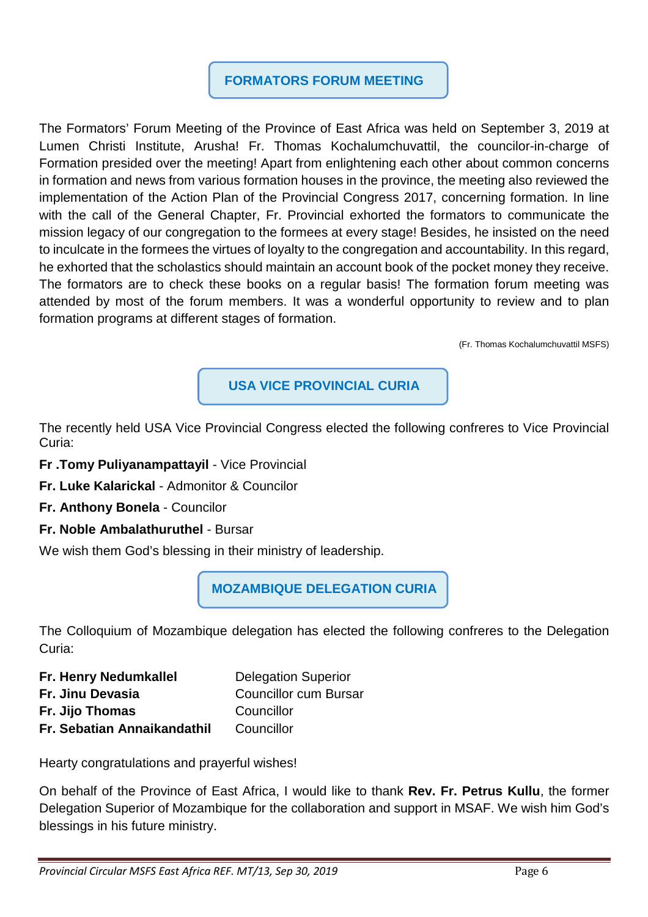## FORMATORS FORUM MEETING

The Formators' Forum Meeting of the Province of East Africa was held on September 3, 2019 at Lumen Christi Institute, Arusha! Fr. Thomas Kochalumchuvattil, the councilor-in-charge of Formation presided over the meeting! Apart from enlightening each other about common concerns in formation and news from various formation houses in the province, the meeting also reviewed the implementation of the Action Plan of the Provincial Congress 2017, concerning formation. In line with the call of the General Chapter, Fr. Provincial exhorted the formators to communicate the mission legacy of our congregation to the formees at every stage! Besides, he insisted on the need to inculcate in the formees the virtues of loyalty to the congregation and accountability. In this regard, he exhorted that the scholastics should maintain an account book of the pocket money they receive. The formators are to check these books on a regular basis! The formation forum meeting was attended by most of the forum members. It was a wonderful opportunity to review and to plan formation programs at different stages of formation.

(Fr. Thomas Kochalumchuvattil MSFS)

## USA VICE PROVINCIAL CURIA

The recently held USA Vice Provincial Congress elected the following confreres to Vice Provincial Curia:

**Fr .Tomy Puliyanampattayil** - Vice Provincial

**Fr. Luke Kalarickal** - Admonitor & Councilor

**Fr. Anthony Bonela** - Councilor

**Fr. Noble Ambalathuruthel** - Bursar

We wish them God's blessing in their ministry of leadership.

## MOZAMBIQUE DELEGATION CURIA

The Colloquium of Mozambique delegation has elected the following confreres to the Delegation Curia:

| | |
|---|---|
| **Fr. Henry Nedumkallel** | Delegation Superior |
| **Fr. Jinu Devasia** | Councillor cum Bursar |
| **Fr. Jijo Thomas** | Councillor |
| **Fr. Sebatian Annaikandathil** | Councillor |

Hearty congratulations and prayerful wishes!

On behalf of the Province of East Africa, I would like to thank **Rev. Fr. Petrus Kullu**, the former Delegation Superior of Mozambique for the collaboration and support in MSAF. We wish him God's blessings in his future ministry.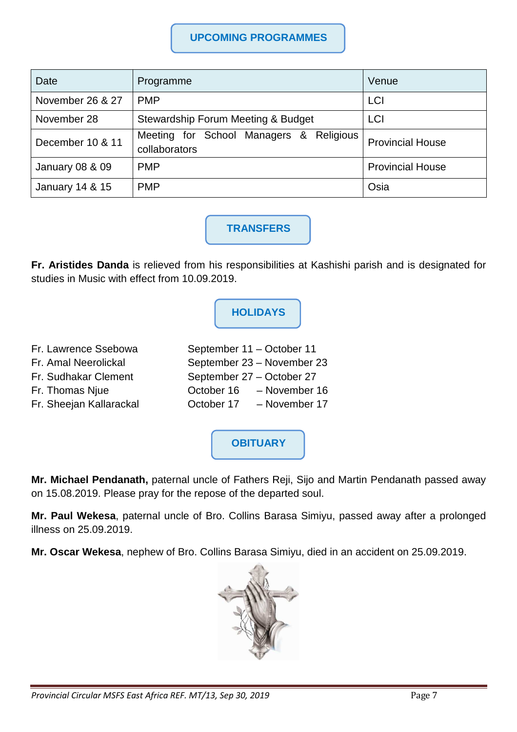## UPCOMING PROGRAMMES

| Date | Programme | Venue |
|---|---|---|
| November 26 & 27 | PMP | LCI |
| November 28 | Stewardship Forum Meeting & Budget | LCI |
| December 10 & 11 | Meeting for School Managers & Religious collaborators | Provincial House |
| January 08 & 09 | PMP | Provincial House |
| January 14 & 15 | PMP | Osia |

## TRANSFERS

**Fr. Aristides Danda** is relieved from his responsibilities at Kashishi parish and is designated for studies in Music with effect from 10.09.2019.

## HOLIDAYS

| | |
|---|---|
| Fr. Lawrence Ssebowa | September 11 – October 11 |
| Fr. Amal Neerolickal | September 23 – November 23 |
| Fr. Sudhakar Clement | September 27 – October 27 |
| Fr. Thomas Njue | October 16 – November 16 |
| Fr. Sheejan Kallarackal | October 17 – November 17 |

## OBITUARY

**Mr. Michael Pendanath,** paternal uncle of Fathers Reji, Sijo and Martin Pendanath passed away on 15.08.2019. Please pray for the repose of the departed soul.

**Mr. Paul Wekesa**, paternal uncle of Bro. Collins Barasa Simiyu, passed away after a prolonged illness on 25.09.2019.

**Mr. Oscar Wekesa**, nephew of Bro. Collins Barasa Simiyu, died in an accident on 25.09.2019.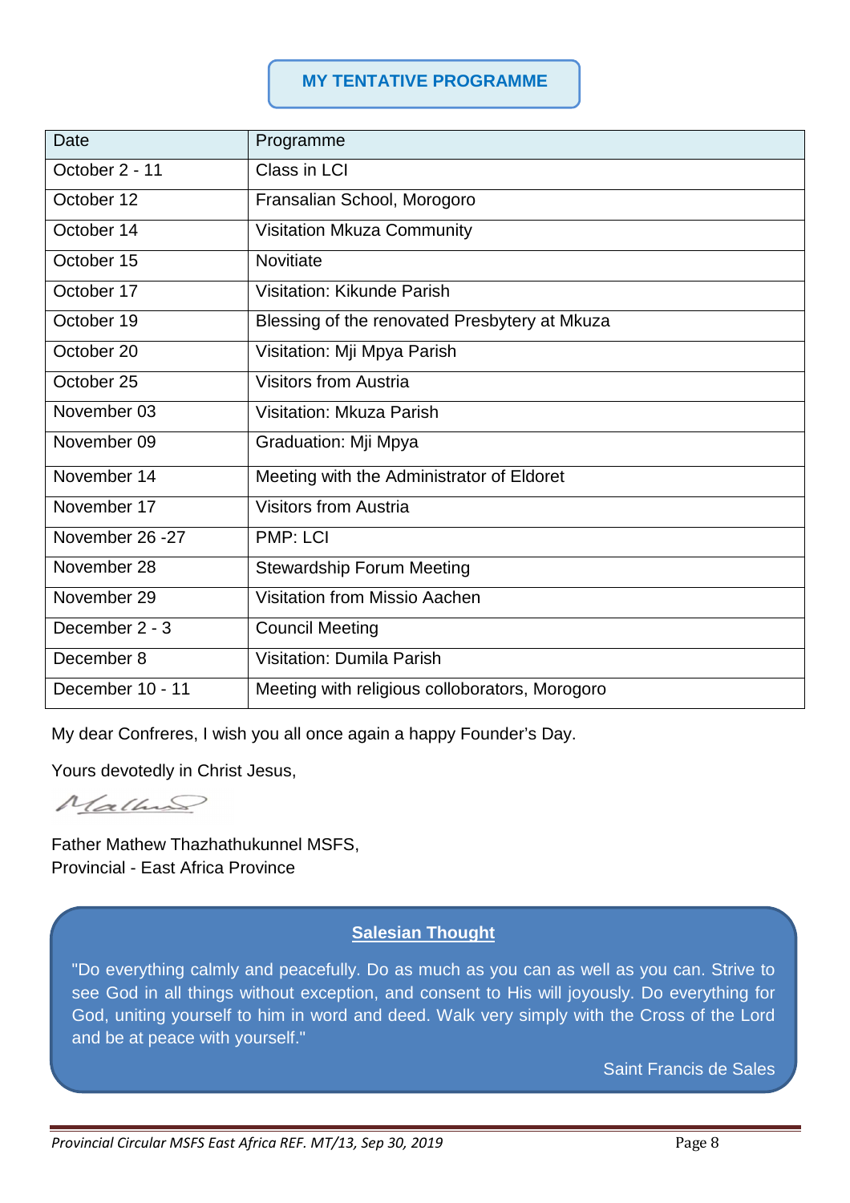## MY TENTATIVE PROGRAMME

| Date | Programme |
|---|---|
| October 2 - 11 | Class in LCI |
| October 12 | Fransalian School, Morogoro |
| October 14 | Visitation Mkuza Community |
| October 15 | Novitiate |
| October 17 | Visitation: Kikunde Parish |
| October 19 | Blessing of the renovated Presbytery at Mkuza |
| October 20 | Visitation: Mji Mpya Parish |
| October 25 | Visitors from Austria |
| November 03 | Visitation: Mkuza Parish |
| November 09 | Graduation: Mji Mpya |
| November 14 | Meeting with the Administrator of Eldoret |
| November 17 | Visitors from Austria |
| November 26 -27 | PMP: LCI |
| November 28 | Stewardship Forum Meeting |
| November 29 | Visitation from Missio Aachen |
| December 2 - 3 | Council Meeting |
| December 8 | Visitation: Dumila Parish |
| December 10 - 11 | Meeting with religious colloborators, Morogoro |

My dear Confreres, I wish you all once again a happy Founder's Day.

Yours devotedly in Christ Jesus,

Father Mathew Thazhathukunnel MSFS,
Provincial - East Africa Province

**Salesian Thought**

"Do everything calmly and peacefully. Do as much as you can as well as you can. Strive to see God in all things without exception, and consent to His will joyously. Do everything for God, uniting yourself to him in word and deed. Walk very simply with the Cross of the Lord and be at peace with yourself."

Saint Francis de Sales

*Provincial Circular MSFS East Africa REF. MT/13, Sep 30, 2019*